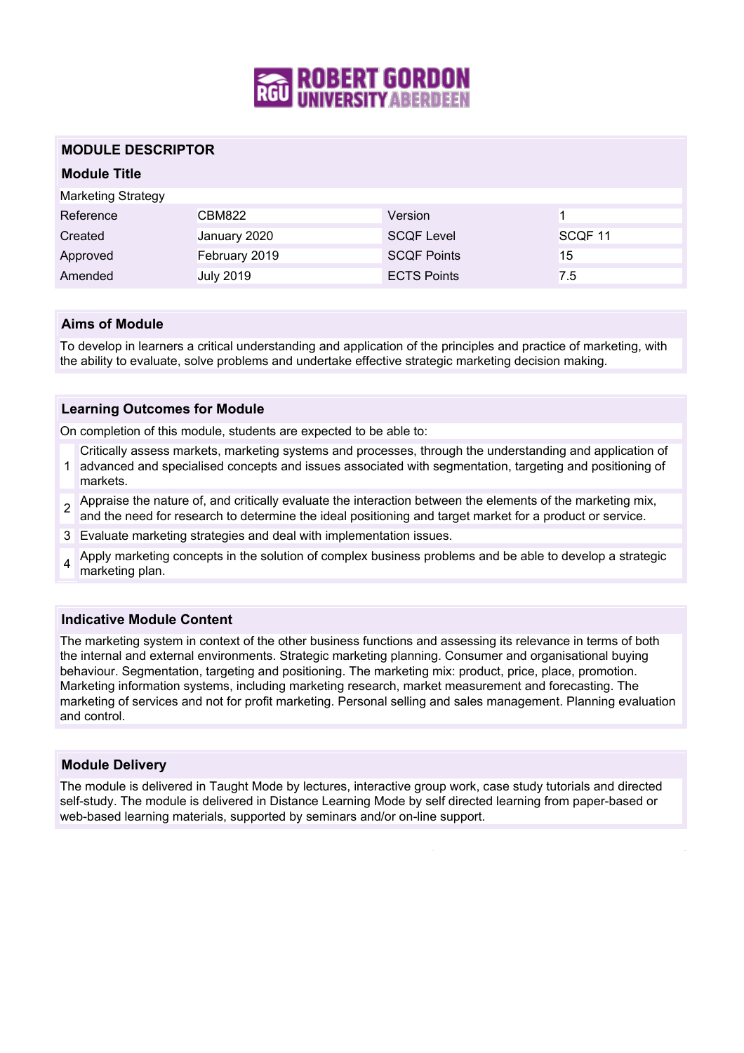ROBERT GORDON UNIVERSITY ABERDEEN

# MODULE DESCRIPTOR

## Module Title

Marketing Strategy

| | | | |
|---|---|---|---|
| Reference | CBM822 | Version | 1 |
| Created | January 2020 | SCQF Level | SCQF 11 |
| Approved | February 2019 | SCQF Points | 15 |
| Amended | July 2019 | ECTS Points | 7.5 |

## Aims of Module

To develop in learners a critical understanding and application of the principles and practice of marketing, with the ability to evaluate, solve problems and undertake effective strategic marketing decision making.

## Learning Outcomes for Module

On completion of this module, students are expected to be able to:

1. Critically assess markets, marketing systems and processes, through the understanding and application of advanced and specialised concepts and issues associated with segmentation, targeting and positioning of markets.
2. Appraise the nature of, and critically evaluate the interaction between the elements of the marketing mix, and the need for research to determine the ideal positioning and target market for a product or service.
3. Evaluate marketing strategies and deal with implementation issues.
4. Apply marketing concepts in the solution of complex business problems and be able to develop a strategic marketing plan.

## Indicative Module Content

The marketing system in context of the other business functions and assessing its relevance in terms of both the internal and external environments. Strategic marketing planning. Consumer and organisational buying behaviour. Segmentation, targeting and positioning. The marketing mix: product, price, place, promotion. Marketing information systems, including marketing research, market measurement and forecasting. The marketing of services and not for profit marketing. Personal selling and sales management. Planning evaluation and control.

## Module Delivery

The module is delivered in Taught Mode by lectures, interactive group work, case study tutorials and directed self-study. The module is delivered in Distance Learning Mode by self directed learning from paper-based or web-based learning materials, supported by seminars and/or on-line support.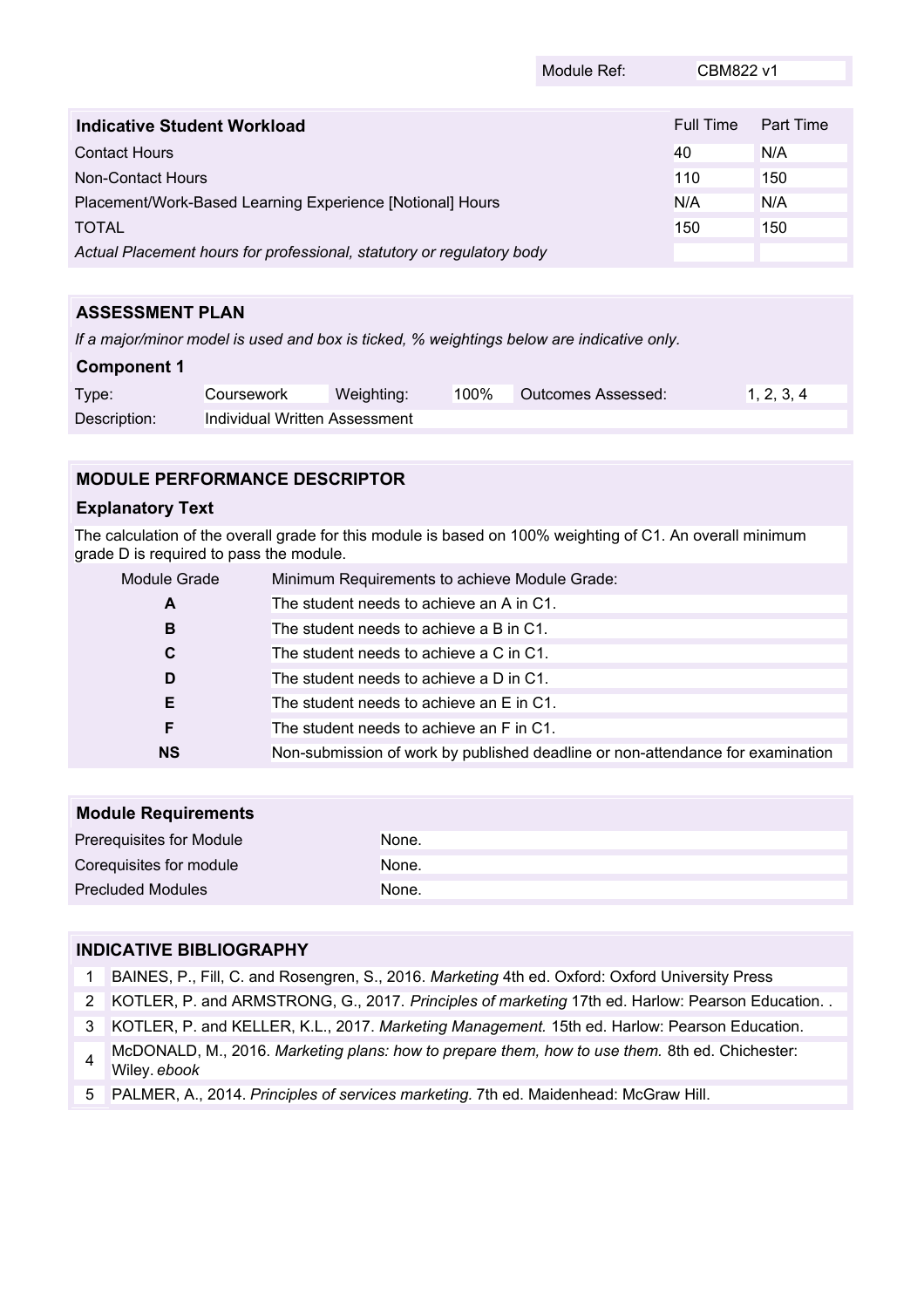| Module Ref: | CBM822 v1 |
|---|---|

| Indicative Student Workload | Full Time | Part Time |
|---|---|---|
| Contact Hours | 40 | N/A |
| Non-Contact Hours | 110 | 150 |
| Placement/Work-Based Learning Experience [Notional] Hours | N/A | N/A |
| TOTAL | 150 | 150 |
| *Actual Placement hours for professional, statutory or regulatory body* | | |

## ASSESSMENT PLAN

*If a major/minor model is used and box is ticked, % weightings below are indicative only.*

### Component 1

| | | | | | |
|---|---|---|---|---|---|
| Type: | Coursework | Weighting: | 100% | Outcomes Assessed: | 1, 2, 3, 4 |
| Description: | Individual Written Assessment | | | | |

## MODULE PERFORMANCE DESCRIPTOR

### Explanatory Text

The calculation of the overall grade for this module is based on 100% weighting of C1. An overall minimum grade D is required to pass the module.

| Module Grade | Minimum Requirements to achieve Module Grade: |
|---|---|
| **A** | The student needs to achieve an A in C1. |
| **B** | The student needs to achieve a B in C1. |
| **C** | The student needs to achieve a C in C1. |
| **D** | The student needs to achieve a D in C1. |
| **E** | The student needs to achieve an E in C1. |
| **F** | The student needs to achieve an F in C1. |
| **NS** | Non-submission of work by published deadline or non-attendance for examination |

## Module Requirements

| | |
|---|---|
| Prerequisites for Module | None. |
| Corequisites for module | None. |
| Precluded Modules | None. |

## INDICATIVE BIBLIOGRAPHY

1. BAINES, P., Fill, C. and Rosengren, S., 2016. *Marketing* 4th ed. Oxford: Oxford University Press
2. KOTLER, P. and ARMSTRONG, G., 2017. *Principles of marketing* 17th ed. Harlow: Pearson Education. .
3. KOTLER, P. and KELLER, K.L., 2017. *Marketing Management.* 15th ed. Harlow: Pearson Education.
4. McDONALD, M., 2016. *Marketing plans: how to prepare them, how to use them.* 8th ed. Chichester: Wiley. *ebook*
5. PALMER, A., 2014. *Principles of services marketing.* 7th ed. Maidenhead: McGraw Hill.